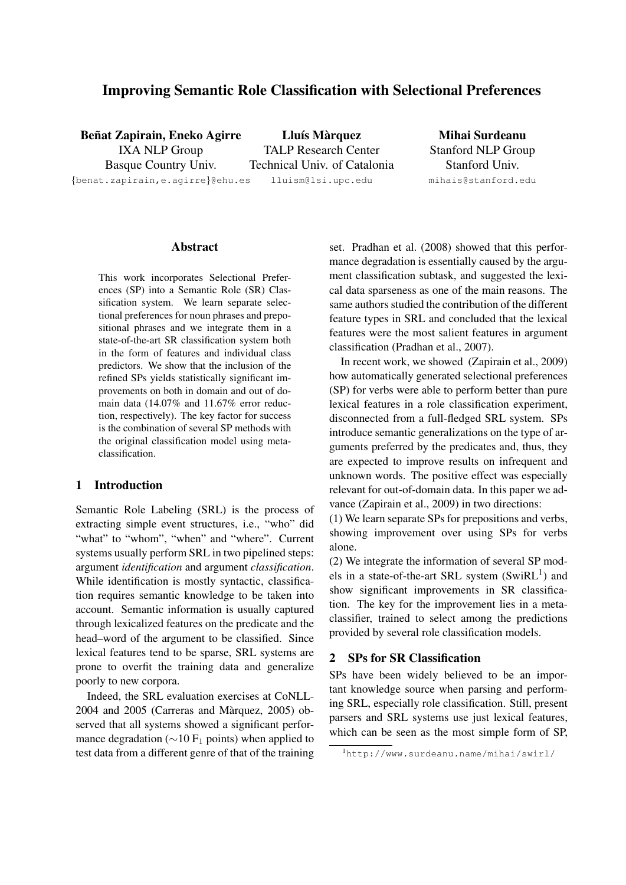# Improving Semantic Role Classification with Selectional Preferences

**Beñat Zapirain, Eneko Agirre**
IXA NLP Group
Basque Country Univ.
{benat.zapirain,e.agirre}@ehu.es

**Lluís Màrquez**
TALP Research Center
Technical Univ. of Catalonia
lluism@lsi.upc.edu

**Mihai Surdeanu**
Stanford NLP Group
Stanford Univ.
mihais@stanford.edu

## Abstract

This work incorporates Selectional Preferences (SP) into a Semantic Role (SR) Classification system. We learn separate selectional preferences for noun phrases and prepositional phrases and we integrate them in a state-of-the-art SR classification system both in the form of features and individual class predictors. We show that the inclusion of the refined SPs yields statistically significant improvements on both in domain and out of domain data (14.07% and 11.67% error reduction, respectively). The key factor for success is the combination of several SP methods with the original classification model using meta-classification.

## 1 Introduction

Semantic Role Labeling (SRL) is the process of extracting simple event structures, i.e., "who" did "what" to "whom", "when" and "where". Current systems usually perform SRL in two pipelined steps: argument *identification* and argument *classification*. While identification is mostly syntactic, classification requires semantic knowledge to be taken into account. Semantic information is usually captured through lexicalized features on the predicate and the head–word of the argument to be classified. Since lexical features tend to be sparse, SRL systems are prone to overfit the training data and generalize poorly to new corpora.

Indeed, the SRL evaluation exercises at CoNLL-2004 and 2005 (Carreras and Màrquez, 2005) observed that all systems showed a significant performance degradation ($\sim$10 $F_1$ points) when applied to test data from a different genre of that of the training set. Pradhan et al. (2008) showed that this performance degradation is essentially caused by the argument classification subtask, and suggested the lexical data sparseness as one of the main reasons. The same authors studied the contribution of the different feature types in SRL and concluded that the lexical features were the most salient features in argument classification (Pradhan et al., 2007).

In recent work, we showed (Zapirain et al., 2009) how automatically generated selectional preferences (SP) for verbs were able to perform better than pure lexical features in a role classification experiment, disconnected from a full-fledged SRL system. SPs introduce semantic generalizations on the type of arguments preferred by the predicates and, thus, they are expected to improve results on infrequent and unknown words. The positive effect was especially relevant for out-of-domain data. In this paper we advance (Zapirain et al., 2009) in two directions:

(1) We learn separate SPs for prepositions and verbs, showing improvement over using SPs for verbs alone.

(2) We integrate the information of several SP models in a state-of-the-art SRL system (SwiRL[1]) and show significant improvements in SR classification. The key for the improvement lies in a meta-classifier, trained to select among the predictions provided by several role classification models.

## 2 SPs for SR Classification

SPs have been widely believed to be an important knowledge source when parsing and performing SRL, especially role classification. Still, present parsers and SRL systems use just lexical features, which can be seen as the most simple form of SP,

[1] http://www.surdeanu.name/mihai/swirl/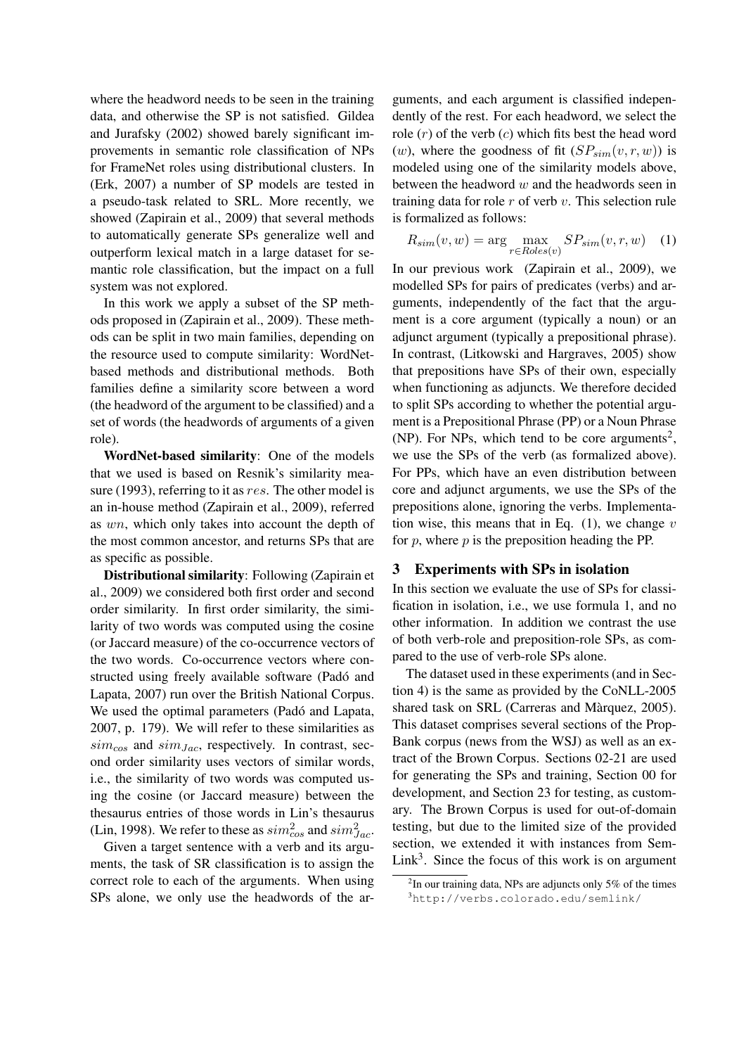where the headword needs to be seen in the training data, and otherwise the SP is not satisfied. Gildea and Jurafsky (2002) showed barely significant improvements in semantic role classification of NPs for FrameNet roles using distributional clusters. In (Erk, 2007) a number of SP models are tested in a pseudo-task related to SRL. More recently, we showed (Zapirain et al., 2009) that several methods to automatically generate SPs generalize well and outperform lexical match in a large dataset for semantic role classification, but the impact on a full system was not explored.

In this work we apply a subset of the SP methods proposed in (Zapirain et al., 2009). These methods can be split in two main families, depending on the resource used to compute similarity: WordNet-based methods and distributional methods. Both families define a similarity score between a word (the headword of the argument to be classified) and a set of words (the headwords of arguments of a given role).

**WordNet-based similarity**: One of the models that we used is based on Resnik's similarity measure (1993), referring to it as $res$. The other model is an in-house method (Zapirain et al., 2009), referred as $wn$, which only takes into account the depth of the most common ancestor, and returns SPs that are as specific as possible.

**Distributional similarity**: Following (Zapirain et al., 2009) we considered both first order and second order similarity. In first order similarity, the similarity of two words was computed using the cosine (or Jaccard measure) of the co-occurrence vectors of the two words. Co-occurrence vectors where constructed using freely available software (Padó and Lapata, 2007) run over the British National Corpus. We used the optimal parameters (Padó and Lapata, 2007, p. 179). We will refer to these similarities as $sim_{cos}$ and $sim_{Jac}$, respectively. In contrast, second order similarity uses vectors of similar words, i.e., the similarity of two words was computed using the cosine (or Jaccard measure) between the thesaurus entries of those words in Lin's thesaurus (Lin, 1998). We refer to these as $sim^2_{cos}$ and $sim^2_{Jac}$.

Given a target sentence with a verb and its arguments, the task of SR classification is to assign the correct role to each of the arguments. When using SPs alone, we only use the headwords of the arguments, and each argument is classified independently of the rest. For each headword, we select the role ($r$) of the verb ($c$) which fits best the head word ($w$), where the goodness of fit ($SP_{sim}(v, r, w)$) is modeled using one of the similarity models above, between the headword $w$ and the headwords seen in training data for role $r$ of verb $v$. This selection rule is formalized as follows:

$$R_{sim}(v, w) = \arg\max_{r \in Roles(v)} SP_{sim}(v, r, w) \quad (1)$$

In our previous work (Zapirain et al., 2009), we modelled SPs for pairs of predicates (verbs) and arguments, independently of the fact that the argument is a core argument (typically a noun) or an adjunct argument (typically a prepositional phrase). In contrast, (Litkowski and Hargraves, 2005) show that prepositions have SPs of their own, especially when functioning as adjuncts. We therefore decided to split SPs according to whether the potential argument is a Prepositional Phrase (PP) or a Noun Phrase (NP). For NPs, which tend to be core arguments[2], we use the SPs of the verb (as formalized above). For PPs, which have an even distribution between core and adjunct arguments, we use the SPs of the prepositions alone, ignoring the verbs. Implementation wise, this means that in Eq. (1), we change $v$ for $p$, where $p$ is the preposition heading the PP.

## 3 Experiments with SPs in isolation

In this section we evaluate the use of SPs for classification in isolation, i.e., we use formula 1, and no other information. In addition we contrast the use of both verb-role and preposition-role SPs, as compared to the use of verb-role SPs alone.

The dataset used in these experiments (and in Section 4) is the same as provided by the CoNLL-2005 shared task on SRL (Carreras and Màrquez, 2005). This dataset comprises several sections of the PropBank corpus (news from the WSJ) as well as an extract of the Brown Corpus. Sections 02-21 are used for generating the SPs and training, Section 00 for development, and Section 23 for testing, as customary. The Brown Corpus is used for out-of-domain testing, but due to the limited size of the provided section, we extended it with instances from SemLink[3]. Since the focus of this work is on argument

[2] In our training data, NPs are adjuncts only 5% of the times

[3] http://verbs.colorado.edu/semlink/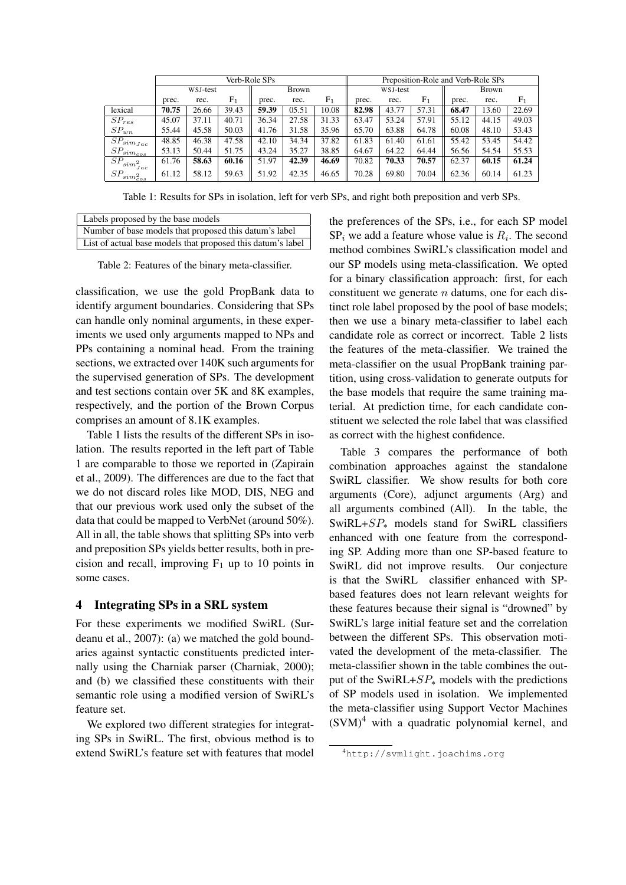| | Verb-Role SPs | | | | | | Preposition-Role and Verb-Role SPs | | | | | |
|---|---|---|---|---|---|---|---|---|---|---|---|---|
| | WSJ-test | | | Brown | | | WSJ-test | | | Brown | | |
| | prec. | rec. | $F_1$ | prec. | rec. | $F_1$ | prec. | rec. | $F_1$ | prec. | rec. | $F_1$ |
| lexical | **70.75** | 26.66 | 39.43 | **59.39** | 05.51 | 10.08 | **82.98** | 43.77 | 57.31 | **68.47** | 13.60 | 22.69 |
| $SP_{res}$ | 45.07 | 37.11 | 40.71 | 36.34 | 27.58 | 31.33 | 63.47 | 53.24 | 57.91 | 55.12 | 44.15 | 49.03 |
| $SP_{wn}$ | 55.44 | 45.58 | 50.03 | 41.76 | 31.58 | 35.96 | 65.70 | 63.88 | 64.78 | 60.08 | 48.10 | 53.43 |
| $SP_{sim_{Jac}}$ | 48.85 | 46.38 | 47.58 | 42.10 | 34.34 | 37.82 | 61.83 | 61.40 | 61.61 | 55.42 | 53.45 | 54.42 |
| $SP_{sim_{cos}}$ | 53.13 | 50.44 | 51.75 | 43.24 | 35.27 | 38.85 | 64.67 | 64.22 | 64.44 | 56.56 | 54.54 | 55.53 |
| $SP_{sim^2_{Jac}}$ | 61.76 | **58.63** | **60.16** | 51.97 | **42.39** | **46.69** | 70.82 | **70.33** | **70.57** | 62.37 | **60.15** | **61.24** |
| $SP_{sim^2_{cos}}$ | 61.12 | 58.12 | 59.63 | 51.92 | 42.35 | 46.65 | 70.28 | 69.80 | 70.04 | 62.36 | 60.14 | 61.23 |

Table 1: Results for SPs in isolation, left for verb SPs, and right both preposition and verb SPs.

| Features |
|---|
| Labels proposed by the base models |
| Number of base models that proposed this datum's label |
| List of actual base models that proposed this datum's label |

Table 2: Features of the binary meta-classifier.

classification, we use the gold PropBank data to identify argument boundaries. Considering that SPs can handle only nominal arguments, in these experiments we used only arguments mapped to NPs and PPs containing a nominal head. From the training sections, we extracted over 140K such arguments for the supervised generation of SPs. The development and test sections contain over 5K and 8K examples, respectively, and the portion of the Brown Corpus comprises an amount of 8.1K examples.

Table 1 lists the results of the different SPs in isolation. The results reported in the left part of Table 1 are comparable to those we reported in (Zapirain et al., 2009). The differences are due to the fact that we do not discard roles like MOD, DIS, NEG and that our previous work used only the subset of the data that could be mapped to VerbNet (around 50%). All in all, the table shows that splitting SPs into verb and preposition SPs yields better results, both in precision and recall, improving $F_1$ up to 10 points in some cases.

## 4 Integrating SPs in a SRL system

For these experiments we modified SwiRL (Surdeanu et al., 2007): (a) we matched the gold boundaries against syntactic constituents predicted internally using the Charniak parser (Charniak, 2000); and (b) we classified these constituents with their semantic role using a modified version of SwiRL's feature set.

We explored two different strategies for integrating SPs in SwiRL. The first, obvious method is to extend SwiRL's feature set with features that model the preferences of the SPs, i.e., for each SP model $SP_i$ we add a feature whose value is $R_i$. The second method combines SwiRL's classification model and our SP models using meta-classification. We opted for a binary classification approach: first, for each constituent we generate $n$ datums, one for each distinct role label proposed by the pool of base models; then we use a binary meta-classifier to label each candidate role as correct or incorrect. Table 2 lists the features of the meta-classifier. We trained the meta-classifier on the usual PropBank training partition, using cross-validation to generate outputs for the base models that require the same training material. At prediction time, for each candidate constituent we selected the role label that was classified as correct with the highest confidence.

Table 3 compares the performance of both combination approaches against the standalone SwiRL classifier. We show results for both core arguments (Core), adjunct arguments (Arg) and all arguments combined (All). In the table, the SwiRL+$SP_*$ models stand for SwiRL classifiers enhanced with one feature from the corresponding SP. Adding more than one SP-based feature to SwiRL did not improve results. Our conjecture is that the SwiRL classifier enhanced with SP-based features does not learn relevant weights for these features because their signal is "drowned" by SwiRL's large initial feature set and the correlation between the different SPs. This observation motivated the development of the meta-classifier. The meta-classifier shown in the table combines the output of the SwiRL+$SP_*$ models with the predictions of SP models used in isolation. We implemented the meta-classifier using Support Vector Machines (SVM)[4] with a quadratic polynomial kernel, and

[4] http://svmlight.joachims.org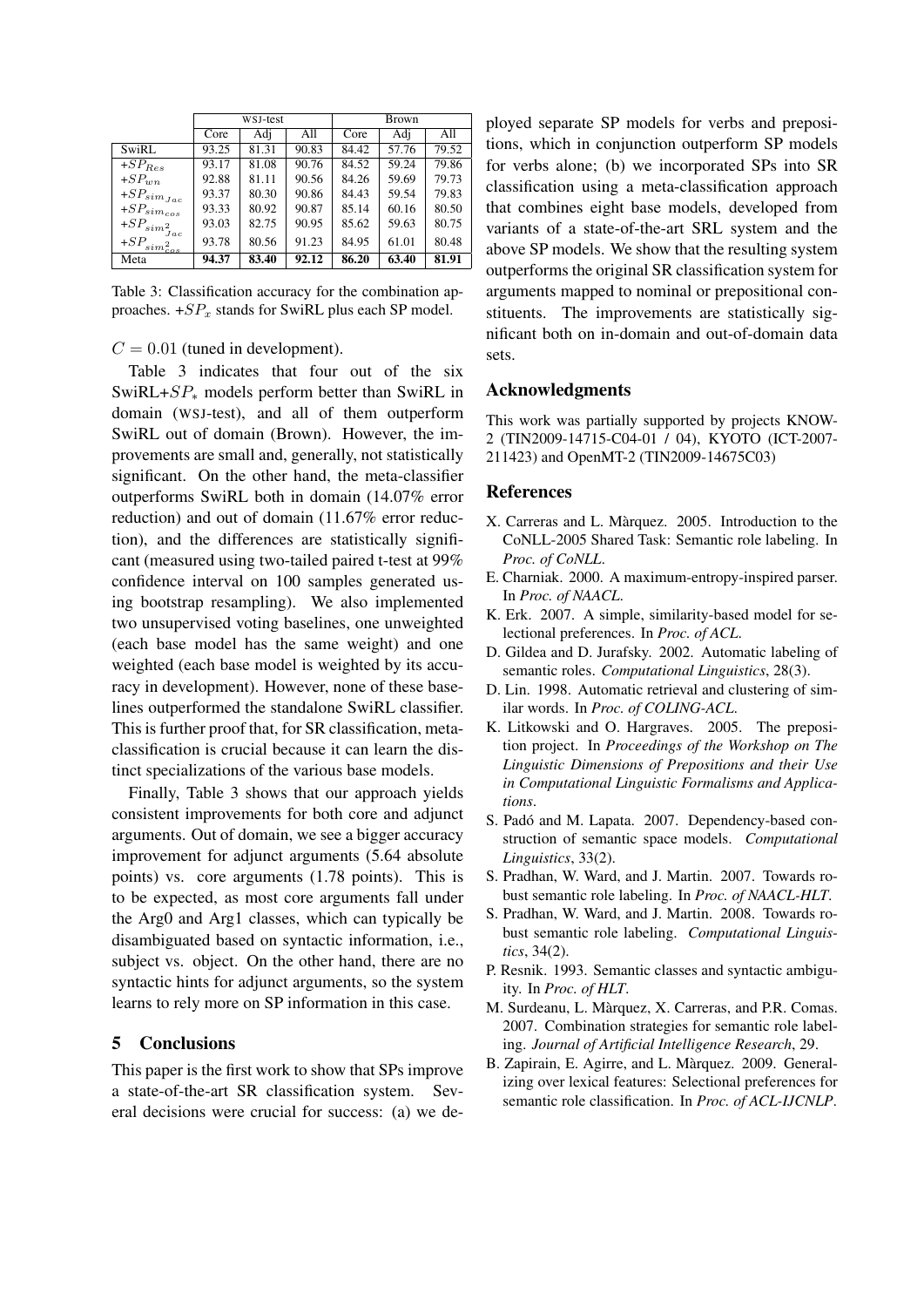| | WSJ-test | | | Brown | | |
|---|---|---|---|---|---|---|
| | Core | Adj | All | Core | Adj | All |
| SwiRL | 93.25 | 81.31 | 90.83 | 84.42 | 57.76 | 79.52 |
| $+SP_{Res}$ | 93.17 | 81.08 | 90.76 | 84.52 | 59.24 | 79.86 |
| $+SP_{wn}$ | 92.88 | 81.11 | 90.56 | 84.26 | 59.69 | 79.73 |
| $+SP_{sim_{Jac}}$ | 93.37 | 80.30 | 90.86 | 84.43 | 59.54 | 79.83 |
| $+SP_{sim_{cos}}$ | 93.33 | 80.92 | 90.87 | 85.14 | 60.16 | 80.50 |
| $+SP_{sim^2_{Jac}}$ | 93.03 | 82.75 | 90.95 | 85.62 | 59.63 | 80.75 |
| $+SP_{sim^2_{cos}}$ | 93.78 | 80.56 | 91.23 | 84.95 | 61.01 | 80.48 |
| Meta | **94.37** | **83.40** | **92.12** | **86.20** | **63.40** | **81.91** |

Table 3: Classification accuracy for the combination approaches. $+SP_x$ stands for SwiRL plus each SP model.

$C = 0.01$ (tuned in development).

Table 3 indicates that four out of the six SwiRL+$SP_*$ models perform better than SwiRL in domain (WSJ-test), and all of them outperform SwiRL out of domain (Brown). However, the improvements are small and, generally, not statistically significant. On the other hand, the meta-classifier outperforms SwiRL both in domain (14.07% error reduction) and out of domain (11.67% error reduction), and the differences are statistically significant (measured using two-tailed paired t-test at 99% confidence interval on 100 samples generated using bootstrap resampling). We also implemented two unsupervised voting baselines, one unweighted (each base model has the same weight) and one weighted (each base model is weighted by its accuracy in development). However, none of these baselines outperformed the standalone SwiRL classifier. This is further proof that, for SR classification, meta-classification is crucial because it can learn the distinct specializations of the various base models.

Finally, Table 3 shows that our approach yields consistent improvements for both core and adjunct arguments. Out of domain, we see a bigger accuracy improvement for adjunct arguments (5.64 absolute points) vs. core arguments (1.78 points). This is to be expected, as most core arguments fall under the Arg0 and Arg1 classes, which can typically be disambiguated based on syntactic information, i.e., subject vs. object. On the other hand, there are no syntactic hints for adjunct arguments, so the system learns to rely more on SP information in this case.

## 5 Conclusions

This paper is the first work to show that SPs improve a state-of-the-art SR classification system. Several decisions were crucial for success: (a) we deployed separate SP models for verbs and prepositions, which in conjunction outperform SP models for verbs alone; (b) we incorporated SPs into SR classification using a meta-classification approach that combines eight base models, developed from variants of a state-of-the-art SRL system and the above SP models. We show that the resulting system outperforms the original SR classification system for arguments mapped to nominal or prepositional constituents. The improvements are statistically significant both on in-domain and out-of-domain data sets.

## Acknowledgments

This work was partially supported by projects KNOW-2 (TIN2009-14715-C04-01 / 04), KYOTO (ICT-2007-211423) and OpenMT-2 (TIN2009-14675C03)

## References

X. Carreras and L. Màrquez. 2005. Introduction to the CoNLL-2005 Shared Task: Semantic role labeling. In *Proc. of CoNLL*.

E. Charniak. 2000. A maximum-entropy-inspired parser. In *Proc. of NAACL*.

K. Erk. 2007. A simple, similarity-based model for selectional preferences. In *Proc. of ACL*.

D. Gildea and D. Jurafsky. 2002. Automatic labeling of semantic roles. *Computational Linguistics*, 28(3).

D. Lin. 1998. Automatic retrieval and clustering of similar words. In *Proc. of COLING-ACL*.

K. Litkowski and O. Hargraves. 2005. The preposition project. In *Proceedings of the Workshop on The Linguistic Dimensions of Prepositions and their Use in Computational Linguistic Formalisms and Applications*.

S. Padó and M. Lapata. 2007. Dependency-based construction of semantic space models. *Computational Linguistics*, 33(2).

S. Pradhan, W. Ward, and J. Martin. 2007. Towards robust semantic role labeling. In *Proc. of NAACL-HLT*.

S. Pradhan, W. Ward, and J. Martin. 2008. Towards robust semantic role labeling. *Computational Linguistics*, 34(2).

P. Resnik. 1993. Semantic classes and syntactic ambiguity. In *Proc. of HLT*.

M. Surdeanu, L. Màrquez, X. Carreras, and P.R. Comas. 2007. Combination strategies for semantic role labeling. *Journal of Artificial Intelligence Research*, 29.

B. Zapirain, E. Agirre, and L. Màrquez. 2009. Generalizing over lexical features: Selectional preferences for semantic role classification. In *Proc. of ACL-IJCNLP*.